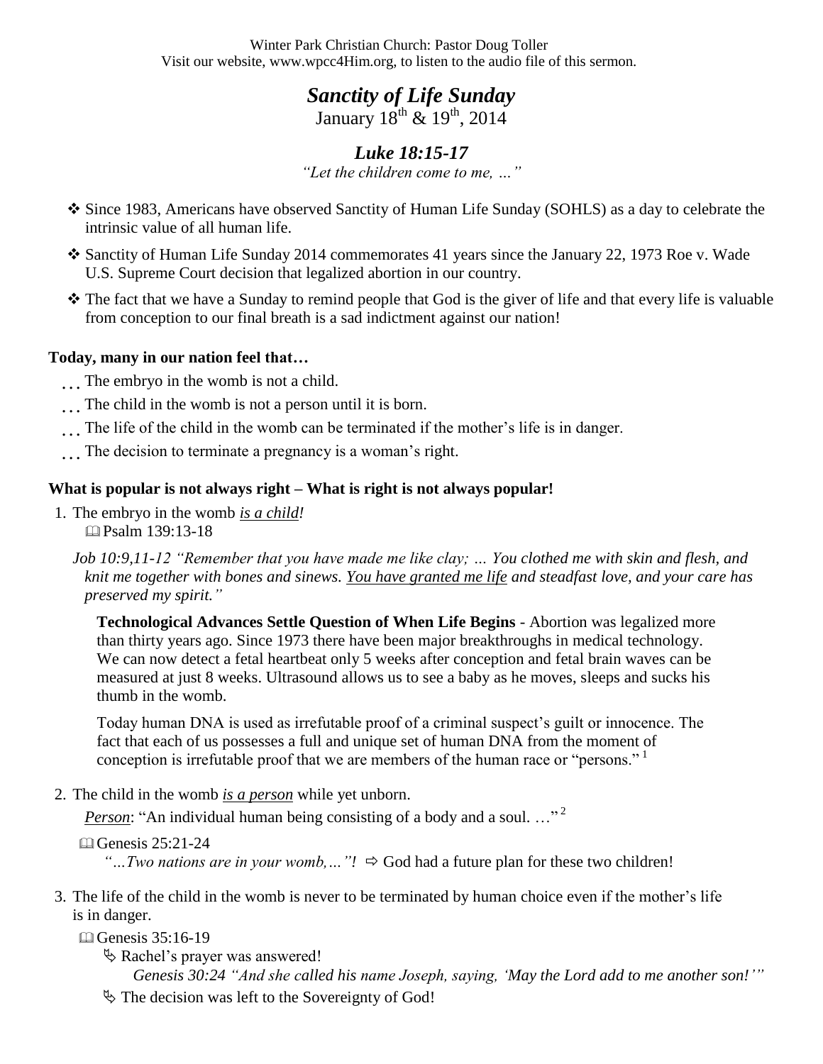Winter Park Christian Church: Pastor Doug Toller
Visit our website, www.wpcc4Him.org, to listen to the audio file of this sermon.

# *Sanctity of Life Sunday*

January 18th & 19th, 2014

## *Luke 18:15-17*

*"Let the children come to me, …"*

- Since 1983, Americans have observed Sanctity of Human Life Sunday (SOHLS) as a day to celebrate the intrinsic value of all human life.
- Sanctity of Human Life Sunday 2014 commemorates 41 years since the January 22, 1973 Roe v. Wade U.S. Supreme Court decision that legalized abortion in our country.
- The fact that we have a Sunday to remind people that God is the giver of life and that every life is valuable from conception to our final breath is a sad indictment against our nation!

**Today, many in our nation feel that…**

- … The embryo in the womb is not a child.
- … The child in the womb is not a person until it is born.
- … The life of the child in the womb can be terminated if the mother's life is in danger.
- … The decision to terminate a pregnancy is a woman's right.

**What is popular is not always right – What is right is not always popular!**

1. The embryo in the womb ***is a child****!*

   📖 Psalm 139:13-18

   *Job 10:9,11-12 "Remember that you have made me like clay; … You clothed me with skin and flesh, and knit me together with bones and sinews. You have granted me life and steadfast love, and your care has preserved my spirit."*

   **Technological Advances Settle Question of When Life Begins** - Abortion was legalized more than thirty years ago. Since 1973 there have been major breakthroughs in medical technology. We can now detect a fetal heartbeat only 5 weeks after conception and fetal brain waves can be measured at just 8 weeks. Ultrasound allows us to see a baby as he moves, sleeps and sucks his thumb in the womb.

   Today human DNA is used as irrefutable proof of a criminal suspect's guilt or innocence. The fact that each of us possesses a full and unique set of human DNA from the moment of conception is irrefutable proof that we are members of the human race or "persons." [1]

2. The child in the womb ***is a person*** while yet unborn.

   ***Person***: "An individual human being consisting of a body and a soul. …" [2]

   📖 Genesis 25:21-24

   *"…Two nations are in your womb,…"!* ⇨ God had a future plan for these two children!

3. The life of the child in the womb is never to be terminated by human choice even if the mother's life is in danger.

   📖 Genesis 35:16-19

   - Rachel's prayer was answered!

     *Genesis 30:24 "And she called his name Joseph, saying, 'May the Lord add to me another son!'"*

   - The decision was left to the Sovereignty of God!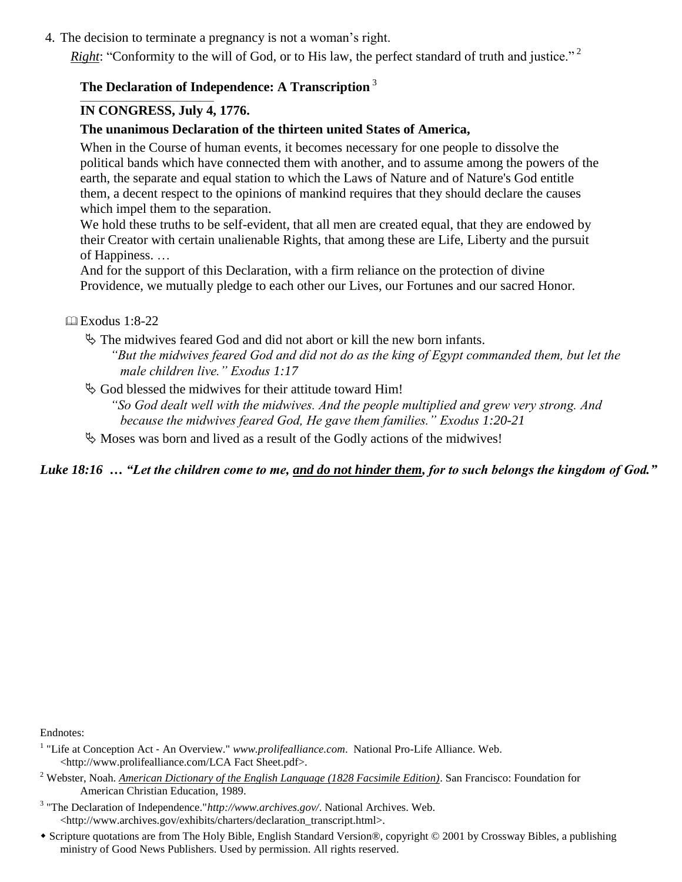4. The decision to terminate a pregnancy is not a woman's right.

   *Right*: "Conformity to the will of God, or to His law, the perfect standard of truth and justice."[2]

   **The Declaration of Independence: A Transcription**[3]

   **IN CONGRESS, July 4, 1776.**

   **The unanimous Declaration of the thirteen united States of America,**

   When in the Course of human events, it becomes necessary for one people to dissolve the political bands which have connected them with another, and to assume among the powers of the earth, the separate and equal station to which the Laws of Nature and of Nature's God entitle them, a decent respect to the opinions of mankind requires that they should declare the causes which impel them to the separation.

   We hold these truths to be self-evident, that all men are created equal, that they are endowed by their Creator with certain unalienable Rights, that among these are Life, Liberty and the pursuit of Happiness. …

   And for the support of this Declaration, with a firm reliance on the protection of divine Providence, we mutually pledge to each other our Lives, our Fortunes and our sacred Honor.

   📖 Exodus 1:8-22

   - The midwives feared God and did not abort or kill the new born infants.
     *"But the midwives feared God and did not do as the king of Egypt commanded them, but let the male children live." Exodus 1:17*
   - God blessed the midwives for their attitude toward Him!
     *"So God dealt well with the midwives. And the people multiplied and grew very strong. And because the midwives feared God, He gave them families." Exodus 1:20-21*
   - Moses was born and lived as a result of the Godly actions of the midwives!

***Luke 18:16 … "Let the children come to me, <u>and do not hinder them</u>, for to such belongs the kingdom of God."***

Endnotes:

[1] "Life at Conception Act - An Overview." *www.prolifealliance.com*. National Pro-Life Alliance. Web. <http://www.prolifealliance.com/LCA Fact Sheet.pdf>.

[2] Webster, Noah. *American Dictionary of the English Language (1828 Facsimile Edition)*. San Francisco: Foundation for American Christian Education, 1989.

[3] "The Declaration of Independence."*http://www.archives.gov/*. National Archives. Web. <http://www.archives.gov/exhibits/charters/declaration_transcript.html>.

- Scripture quotations are from The Holy Bible, English Standard Version®, copyright © 2001 by Crossway Bibles, a publishing ministry of Good News Publishers. Used by permission. All rights reserved.